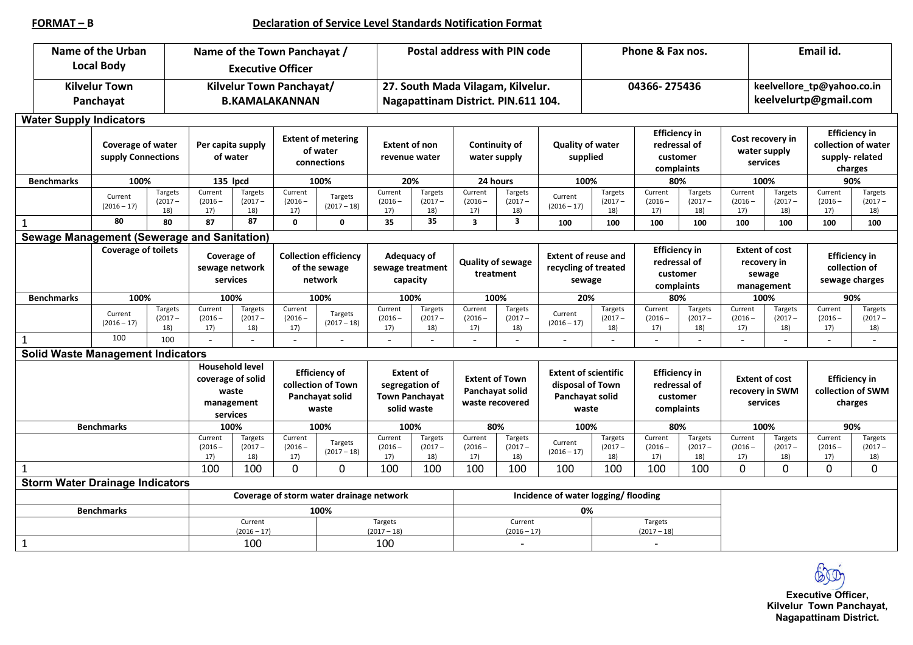**FORMAT – B**

**Declaration of Service Level Standards Notification Format**

| Name of the Urban Local Body | Name of the Town Panchayat / Executive Officer | Postal address with PIN code | Phone & Fax nos. | Email id. |
|---|---|---|---|---|
| Kilvelur Town Panchayat | Kilvelur Town Panchayat/ B.KAMALAKANNAN | 27. South Mada Vilagam, Kilvelur. Nagapattinam District. PIN.611 104. | 04366- 275436 | keelvellore_tp@yahoo.co.in keelvelurtp@gmail.com |

**Water Supply Indicators**

| | Coverage of water supply Connections | | Per capita supply of water | | Extent of metering of water connections | | Extent of non revenue water | | Continuity of water supply | | Quality of water supplied | | Efficiency in redressal of customer complaints | | Cost recovery in water supply services | | Efficiency in collection of water supply- related charges | |
|---|---|---|---|---|---|---|---|---|---|---|---|---|---|---|---|---|---|---|
| Benchmarks | 100% | | 135 lpcd | | 100% | | 20% | | 24 hours | | 100% | | 80% | | 100% | | 90% | |
| | Current (2016 – 17) | Targets (2017 – 18) | Current (2016 – 17) | Targets (2017 – 18) | Current (2016 – 17) | Targets (2017 – 18) | Current (2016 – 17) | Targets (2017 – 18) | Current (2016 – 17) | Targets (2017 – 18) | Current (2016 – 17) | Targets (2017 – 18) | Current (2016 – 17) | Targets (2017 – 18) | Current (2016 – 17) | Targets (2017 – 18) | Current (2016 – 17) | Targets (2017 – 18) |
| 1 | 80 | 80 | 87 | 87 | 0 | 0 | 35 | 35 | 3 | 3 | 100 | 100 | 100 | 100 | 100 | 100 | 100 | 100 |

**Sewage Management (Sewerage and Sanitation)**

| | Coverage of toilets | | Coverage of sewage network services | | Collection efficiency of the sewage network | | Adequacy of sewage treatment capacity | | Quality of sewage treatment | | Extent of reuse and recycling of treated sewage | | Efficiency in redressal of customer complaints | | Extent of cost recovery in sewage management | | Efficiency in collection of sewage charges | |
|---|---|---|---|---|---|---|---|---|---|---|---|---|---|---|---|---|---|---|
| Benchmarks | 100% | | 100% | | 100% | | 100% | | 100% | | 20% | | 80% | | 100% | | 90% | |
| | Current (2016 – 17) | Targets (2017 – 18) | Current (2016 – 17) | Targets (2017 – 18) | Current (2016 – 17) | Targets (2017 – 18) | Current (2016 – 17) | Targets (2017 – 18) | Current (2016 – 17) | Targets (2017 – 18) | Current (2016 – 17) | Targets (2017 – 18) | Current (2016 – 17) | Targets (2017 – 18) | Current (2016 – 17) | Targets (2017 – 18) | Current (2016 – 17) | Targets (2017 – 18) |
| 1 | 100 | 100 | - | - | - | - | - | - | - | - | - | - | - | - | - | - | - | - |

**Solid Waste Management Indicators**

| | Household level coverage of solid waste management services | | Efficiency of collection of Town Panchayat solid waste | | Extent of segregation of Town Panchayat solid waste | | Extent of Town Panchayat solid waste recovered | | Extent of scientific disposal of Town Panchayat solid waste | | Efficiency in redressal of customer complaints | | Extent of cost recovery in SWM services | | Efficiency in collection of SWM charges | |
|---|---|---|---|---|---|---|---|---|---|---|---|---|---|---|---|---|
| Benchmarks | 100% | | 100% | | 100% | | 80% | | 100% | | 80% | | 100% | | 90% | |
| | Current (2016 – 17) | Targets (2017 – 18) | Current (2016 – 17) | Targets (2017 – 18) | Current (2016 – 17) | Targets (2017 – 18) | Current (2016 – 17) | Targets (2017 – 18) | Current (2016 – 17) | Targets (2017 – 18) | Current (2016 – 17) | Targets (2017 – 18) | Current (2016 – 17) | Targets (2017 – 18) | Current (2016 – 17) | Targets (2017 – 18) |
| 1 | 100 | 100 | 0 | 0 | 100 | 100 | 100 | 100 | 100 | 100 | 100 | 100 | 0 | 0 | 0 | 0 |

**Storm Water Drainage Indicators**

| | Coverage of storm water drainage network | | Incidence of water logging/ flooding | |
|---|---|---|---|---|
| Benchmarks | 100% | | 0% | |
| | Current (2016 – 17) | Targets (2017 – 18) | Current (2016 – 17) | Targets (2017 – 18) |
| 1 | 100 | 100 | - | - |

Executive Officer,
Kilvelur Town Panchayat,
Nagapattinam District.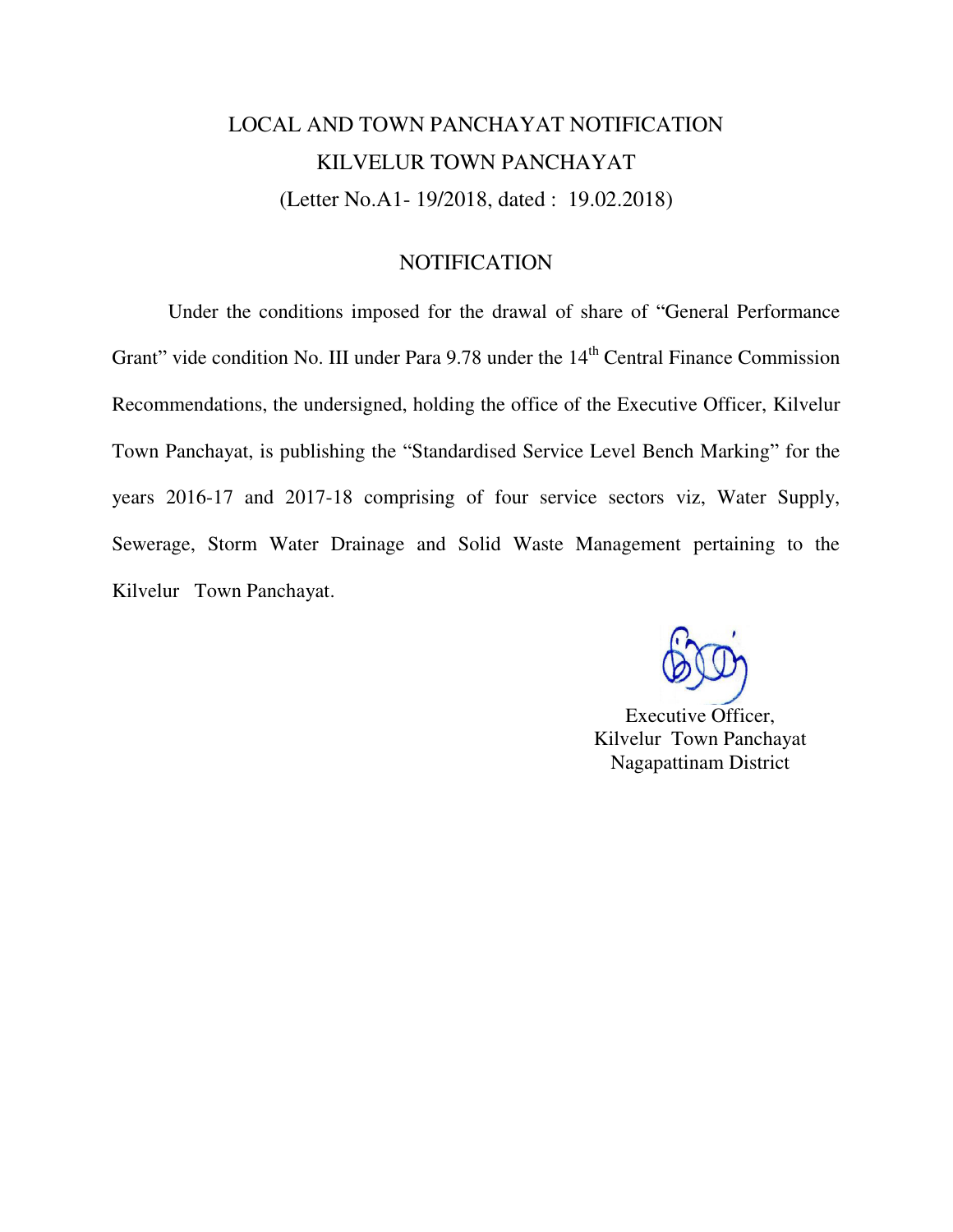# LOCAL AND TOWN PANCHAYAT NOTIFICATION

## KILVELUR TOWN PANCHAYAT

(Letter No.A1- 19/2018, dated : 19.02.2018)

## NOTIFICATION

Under the conditions imposed for the drawal of share of "General Performance Grant" vide condition No. III under Para 9.78 under the 14th Central Finance Commission Recommendations, the undersigned, holding the office of the Executive Officer, Kilvelur Town Panchayat, is publishing the "Standardised Service Level Bench Marking" for the years 2016-17 and 2017-18 comprising of four service sectors viz, Water Supply, Sewerage, Storm Water Drainage and Solid Waste Management pertaining to the Kilvelur Town Panchayat.

Executive Officer,
Kilvelur Town Panchayat
Nagapattinam District